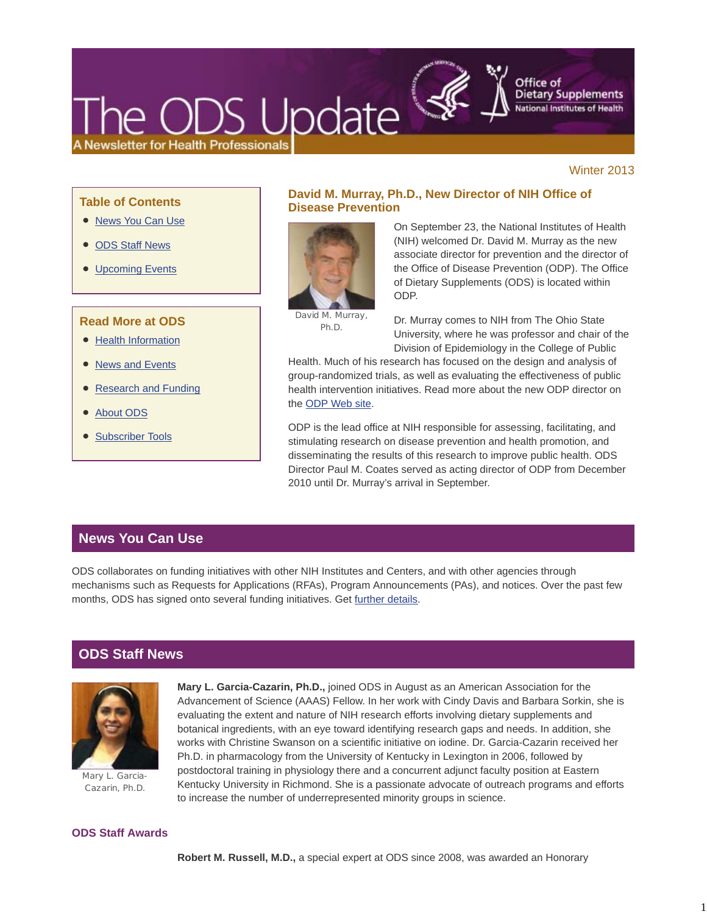# The ODS Update

A Newsletter for Health Professionals

Office of Dietary Supplements
National Institutes of Health

Winter 2013

### Table of Contents

- News You Can Use
- ODS Staff News
- Upcoming Events

### Read More at ODS

- Health Information
- News and Events
- Research and Funding
- About ODS
- Subscriber Tools

## David M. Murray, Ph.D., New Director of NIH Office of Disease Prevention

David M. Murray, Ph.D.

On September 23, the National Institutes of Health (NIH) welcomed Dr. David M. Murray as the new associate director for prevention and the director of the Office of Disease Prevention (ODP). The Office of Dietary Supplements (ODS) is located within ODP.

Dr. Murray comes to NIH from The Ohio State University, where he was professor and chair of the Division of Epidemiology in the College of Public Health. Much of his research has focused on the design and analysis of group-randomized trials, as well as evaluating the effectiveness of public health intervention initiatives. Read more about the new ODP director on the ODP Web site.

ODP is the lead office at NIH responsible for assessing, facilitating, and stimulating research on disease prevention and health promotion, and disseminating the results of this research to improve public health. ODS Director Paul M. Coates served as acting director of ODP from December 2010 until Dr. Murray's arrival in September.

## News You Can Use

ODS collaborates on funding initiatives with other NIH Institutes and Centers, and with other agencies through mechanisms such as Requests for Applications (RFAs), Program Announcements (PAs), and notices. Over the past few months, ODS has signed onto several funding initiatives. Get further details.

## ODS Staff News

Mary L. Garcia-Cazarin, Ph.D.

**Mary L. Garcia-Cazarin, Ph.D.,** joined ODS in August as an American Association for the Advancement of Science (AAAS) Fellow. In her work with Cindy Davis and Barbara Sorkin, she is evaluating the extent and nature of NIH research efforts involving dietary supplements and botanical ingredients, with an eye toward identifying research gaps and needs. In addition, she works with Christine Swanson on a scientific initiative on iodine. Dr. Garcia-Cazarin received her Ph.D. in pharmacology from the University of Kentucky in Lexington in 2006, followed by postdoctoral training in physiology there and a concurrent adjunct faculty position at Eastern Kentucky University in Richmond. She is a passionate advocate of outreach programs and efforts to increase the number of underrepresented minority groups in science.

### ODS Staff Awards

**Robert M. Russell, M.D.,** a special expert at ODS since 2008, was awarded an Honorary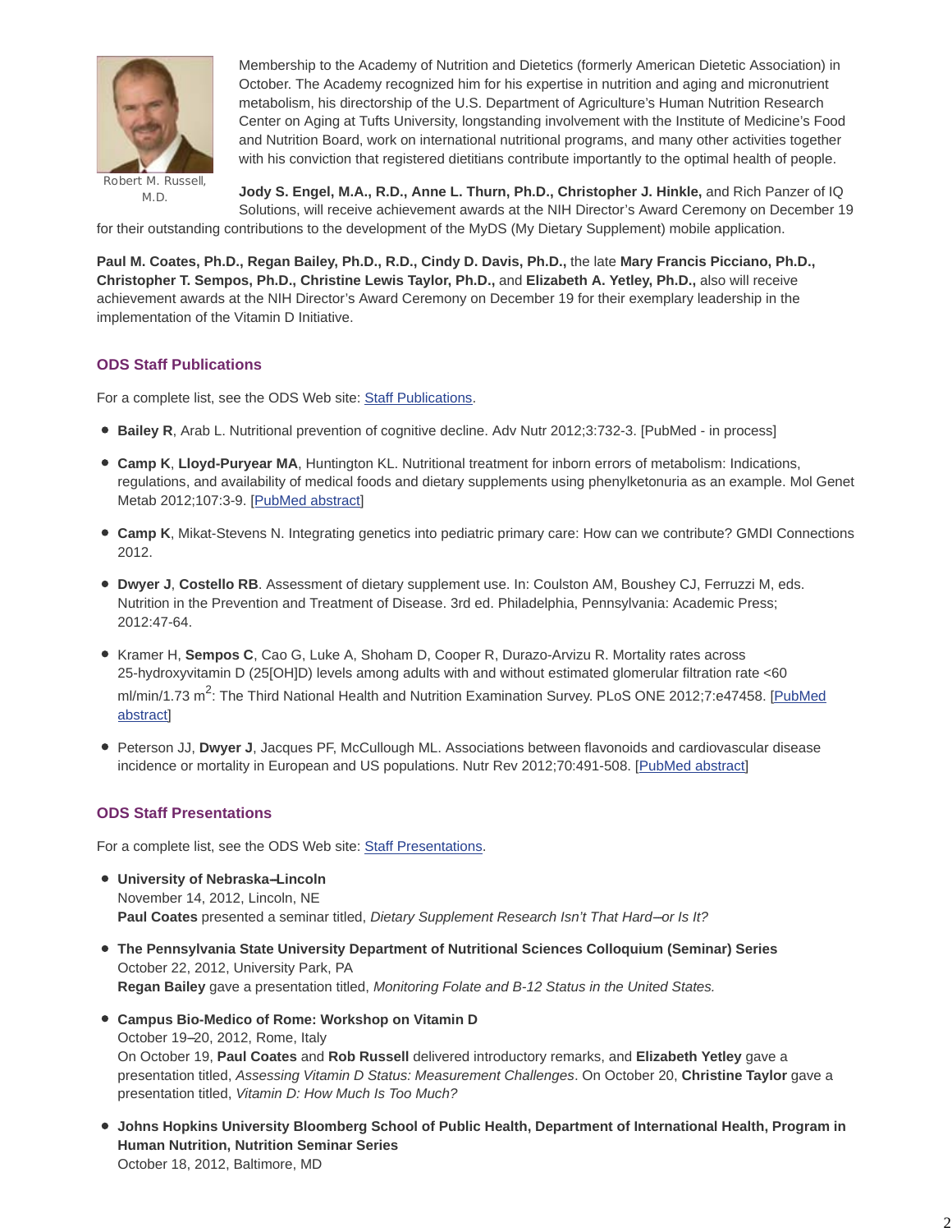Robert M. Russell, M.D.

Membership to the Academy of Nutrition and Dietetics (formerly American Dietetic Association) in October. The Academy recognized him for his expertise in nutrition and aging and micronutrient metabolism, his directorship of the U.S. Department of Agriculture's Human Nutrition Research Center on Aging at Tufts University, longstanding involvement with the Institute of Medicine's Food and Nutrition Board, work on international nutritional programs, and many other activities together with his conviction that registered dietitians contribute importantly to the optimal health of people.

**Jody S. Engel, M.A., R.D., Anne L. Thurn, Ph.D., Christopher J. Hinkle,** and Rich Panzer of IQ Solutions, will receive achievement awards at the NIH Director's Award Ceremony on December 19 for their outstanding contributions to the development of the MyDS (My Dietary Supplement) mobile application.

**Paul M. Coates, Ph.D., Regan Bailey, Ph.D., R.D., Cindy D. Davis, Ph.D.,** the late **Mary Francis Picciano, Ph.D., Christopher T. Sempos, Ph.D., Christine Lewis Taylor, Ph.D.,** and **Elizabeth A. Yetley, Ph.D.,** also will receive achievement awards at the NIH Director's Award Ceremony on December 19 for their exemplary leadership in the implementation of the Vitamin D Initiative.

## ODS Staff Publications

For a complete list, see the ODS Web site: Staff Publications.

- **Bailey R**, Arab L. Nutritional prevention of cognitive decline. Adv Nutr 2012;3:732-3. [PubMed - in process]
- **Camp K**, **Lloyd-Puryear MA**, Huntington KL. Nutritional treatment for inborn errors of metabolism: Indications, regulations, and availability of medical foods and dietary supplements using phenylketonuria as an example. Mol Genet Metab 2012;107:3-9. [PubMed abstract]
- **Camp K**, Mikat-Stevens N. Integrating genetics into pediatric primary care: How can we contribute? GMDI Connections 2012.
- **Dwyer J**, **Costello RB**. Assessment of dietary supplement use. In: Coulston AM, Boushey CJ, Ferruzzi M, eds. Nutrition in the Prevention and Treatment of Disease. 3rd ed. Philadelphia, Pennsylvania: Academic Press; 2012:47-64.
- Kramer H, **Sempos C**, Cao G, Luke A, Shoham D, Cooper R, Durazo-Arvizu R. Mortality rates across 25-hydroxyvitamin D (25[OH]D) levels among adults with and without estimated glomerular filtration rate <60 ml/min/1.73 $m^2$: The Third National Health and Nutrition Examination Survey. PLoS ONE 2012;7:e47458. [PubMed abstract]
- Peterson JJ, **Dwyer J**, Jacques PF, McCullough ML. Associations between flavonoids and cardiovascular disease incidence or mortality in European and US populations. Nutr Rev 2012;70:491-508. [PubMed abstract]

## ODS Staff Presentations

For a complete list, see the ODS Web site: Staff Presentations.

- **University of Nebraska–Lincoln**
  November 14, 2012, Lincoln, NE
  **Paul Coates** presented a seminar titled, *Dietary Supplement Research Isn't That Hard—or Is It?*
- **The Pennsylvania State University Department of Nutritional Sciences Colloquium (Seminar) Series**
  October 22, 2012, University Park, PA
  **Regan Bailey** gave a presentation titled, *Monitoring Folate and B-12 Status in the United States.*
- **Campus Bio-Medico of Rome: Workshop on Vitamin D**
  October 19–20, 2012, Rome, Italy
  On October 19, **Paul Coates** and **Rob Russell** delivered introductory remarks, and **Elizabeth Yetley** gave a presentation titled, *Assessing Vitamin D Status: Measurement Challenges*. On October 20, **Christine Taylor** gave a presentation titled, *Vitamin D: How Much Is Too Much?*
- **Johns Hopkins University Bloomberg School of Public Health, Department of International Health, Program in Human Nutrition, Nutrition Seminar Series**
  October 18, 2012, Baltimore, MD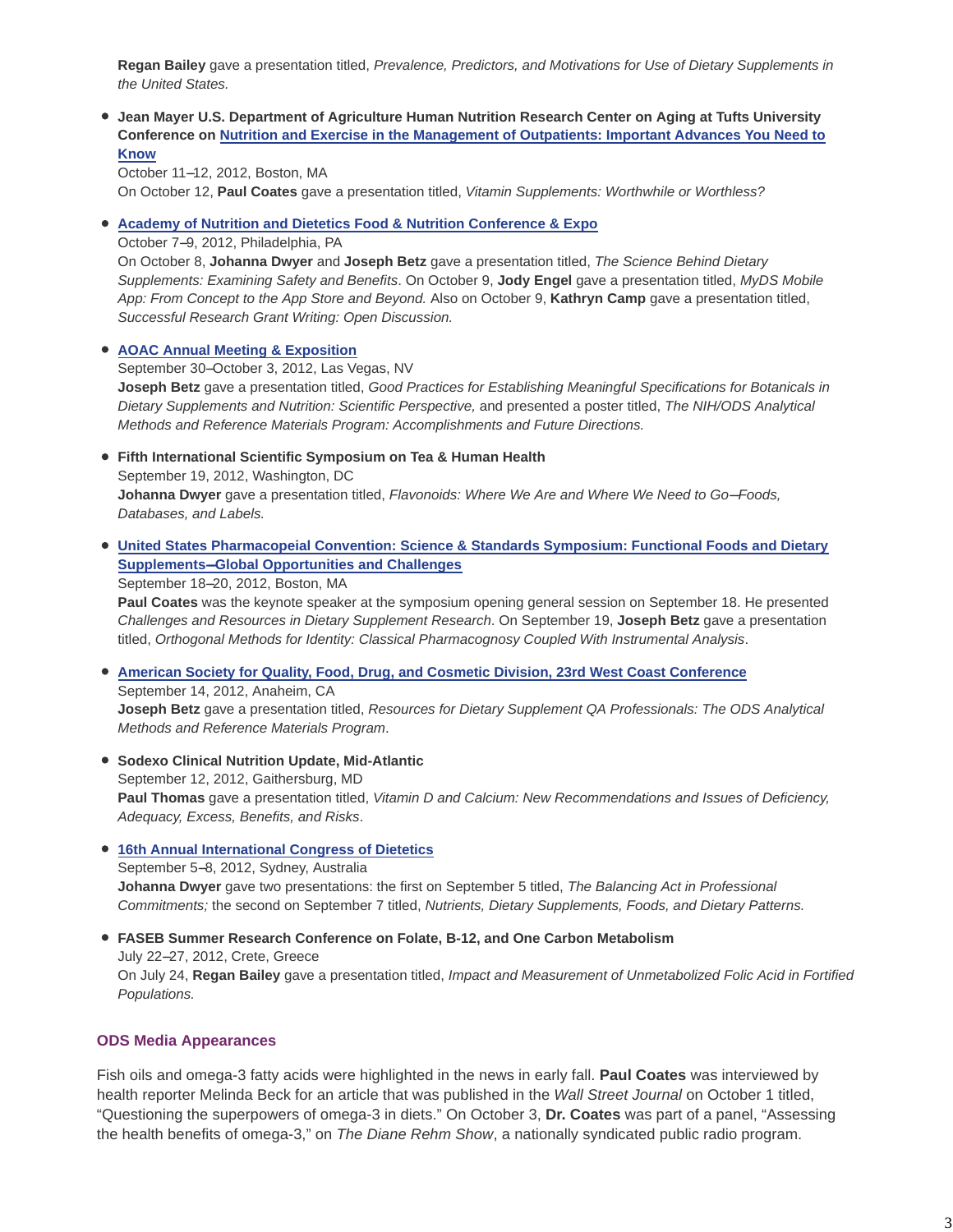**Regan Bailey** gave a presentation titled, *Prevalence, Predictors, and Motivations for Use of Dietary Supplements in the United States.*

- **Jean Mayer U.S. Department of Agriculture Human Nutrition Research Center on Aging at Tufts University Conference on Nutrition and Exercise in the Management of Outpatients: Important Advances You Need to Know**
  October 11–12, 2012, Boston, MA
  On October 12, **Paul Coates** gave a presentation titled, *Vitamin Supplements: Worthwhile or Worthless?*

- **Academy of Nutrition and Dietetics Food & Nutrition Conference & Expo**
  October 7–9, 2012, Philadelphia, PA
  On October 8, **Johanna Dwyer** and **Joseph Betz** gave a presentation titled, *The Science Behind Dietary Supplements: Examining Safety and Benefits*. On October 9, **Jody Engel** gave a presentation titled, *MyDS Mobile App: From Concept to the App Store and Beyond.* Also on October 9, **Kathryn Camp** gave a presentation titled, *Successful Research Grant Writing: Open Discussion.*

- **AOAC Annual Meeting & Exposition**
  September 30–October 3, 2012, Las Vegas, NV
  **Joseph Betz** gave a presentation titled, *Good Practices for Establishing Meaningful Specifications for Botanicals in Dietary Supplements and Nutrition: Scientific Perspective,* and presented a poster titled, *The NIH/ODS Analytical Methods and Reference Materials Program: Accomplishments and Future Directions.*

- **Fifth International Scientific Symposium on Tea & Human Health**
  September 19, 2012, Washington, DC
  **Johanna Dwyer** gave a presentation titled, *Flavonoids: Where We Are and Where We Need to Go—Foods, Databases, and Labels.*

- **United States Pharmacopeial Convention: Science & Standards Symposium: Functional Foods and Dietary Supplements—Global Opportunities and Challenges**
  September 18–20, 2012, Boston, MA
  **Paul Coates** was the keynote speaker at the symposium opening general session on September 18. He presented *Challenges and Resources in Dietary Supplement Research*. On September 19, **Joseph Betz** gave a presentation titled, *Orthogonal Methods for Identity: Classical Pharmacognosy Coupled With Instrumental Analysis*.

- **American Society for Quality, Food, Drug, and Cosmetic Division, 23rd West Coast Conference**
  September 14, 2012, Anaheim, CA
  **Joseph Betz** gave a presentation titled, *Resources for Dietary Supplement QA Professionals: The ODS Analytical Methods and Reference Materials Program*.

- **Sodexo Clinical Nutrition Update, Mid-Atlantic**
  September 12, 2012, Gaithersburg, MD
  **Paul Thomas** gave a presentation titled, *Vitamin D and Calcium: New Recommendations and Issues of Deficiency, Adequacy, Excess, Benefits, and Risks*.

- **16th Annual International Congress of Dietetics**
  September 5–8, 2012, Sydney, Australia
  **Johanna Dwyer** gave two presentations: the first on September 5 titled, *The Balancing Act in Professional Commitments;* the second on September 7 titled, *Nutrients, Dietary Supplements, Foods, and Dietary Patterns.*

- **FASEB Summer Research Conference on Folate, B-12, and One Carbon Metabolism**
  July 22–27, 2012, Crete, Greece
  On July 24, **Regan Bailey** gave a presentation titled, *Impact and Measurement of Unmetabolized Folic Acid in Fortified Populations.*

## ODS Media Appearances

Fish oils and omega-3 fatty acids were highlighted in the news in early fall. **Paul Coates** was interviewed by health reporter Melinda Beck for an article that was published in the *Wall Street Journal* on October 1 titled, "Questioning the superpowers of omega-3 in diets." On October 3, **Dr. Coates** was part of a panel, "Assessing the health benefits of omega-3," on *The Diane Rehm Show*, a nationally syndicated public radio program.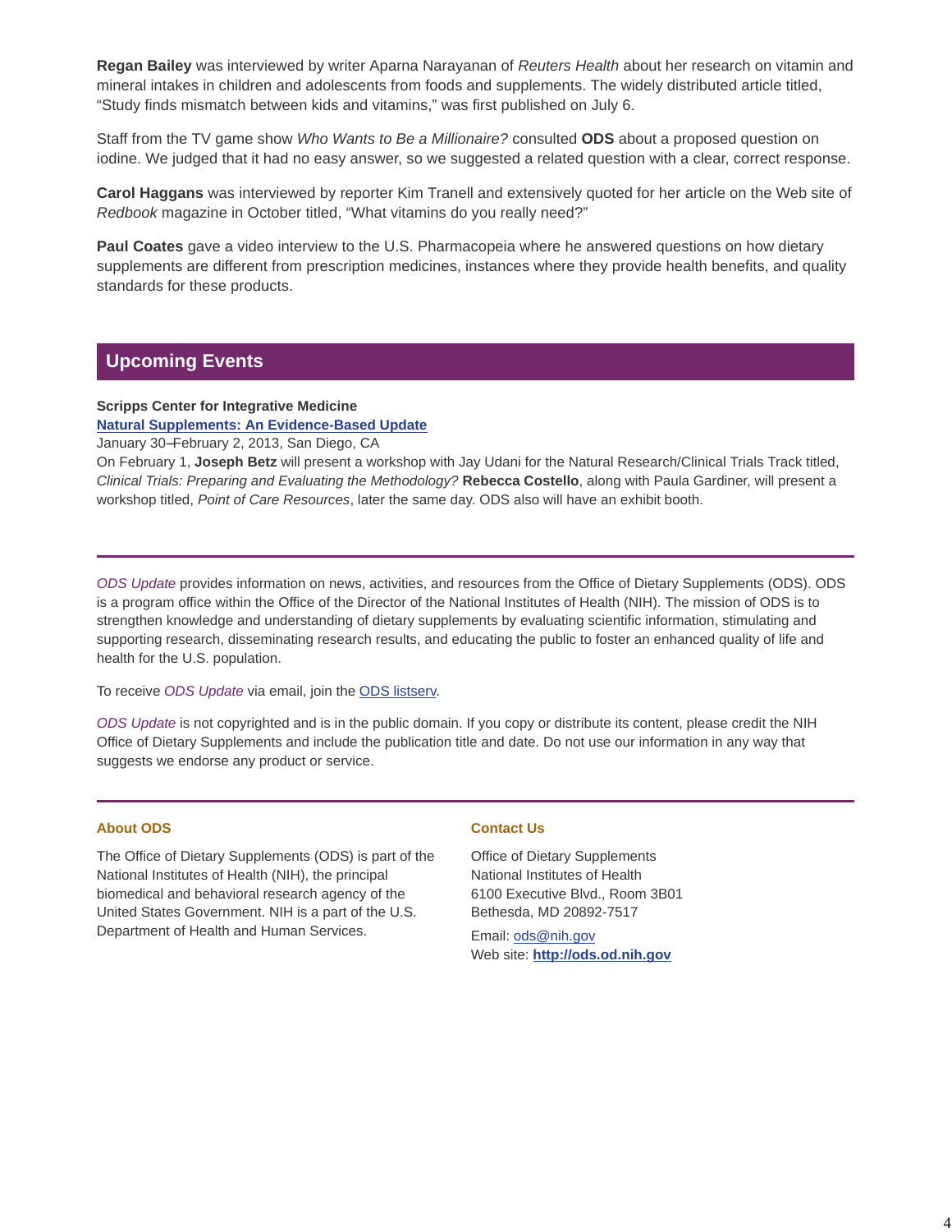**Regan Bailey** was interviewed by writer Aparna Narayanan of *Reuters Health* about her research on vitamin and mineral intakes in children and adolescents from foods and supplements. The widely distributed article titled, "Study finds mismatch between kids and vitamins," was first published on July 6.

Staff from the TV game show *Who Wants to Be a Millionaire?* consulted **ODS** about a proposed question on iodine. We judged that it had no easy answer, so we suggested a related question with a clear, correct response.

**Carol Haggans** was interviewed by reporter Kim Tranell and extensively quoted for her article on the Web site of *Redbook* magazine in October titled, "What vitamins do you really need?"

**Paul Coates** gave a video interview to the U.S. Pharmacopeia where he answered questions on how dietary supplements are different from prescription medicines, instances where they provide health benefits, and quality standards for these products.

## Upcoming Events

**Scripps Center for Integrative Medicine**
**Natural Supplements: An Evidence-Based Update**
January 30–February 2, 2013, San Diego, CA
On February 1, **Joseph Betz** will present a workshop with Jay Udani for the Natural Research/Clinical Trials Track titled, *Clinical Trials: Preparing and Evaluating the Methodology?* **Rebecca Costello**, along with Paula Gardiner, will present a workshop titled, *Point of Care Resources*, later the same day. ODS also will have an exhibit booth.

---

*ODS Update* provides information on news, activities, and resources from the Office of Dietary Supplements (ODS). ODS is a program office within the Office of the Director of the National Institutes of Health (NIH). The mission of ODS is to strengthen knowledge and understanding of dietary supplements by evaluating scientific information, stimulating and supporting research, disseminating research results, and educating the public to foster an enhanced quality of life and health for the U.S. population.

To receive *ODS Update* via email, join the ODS listserv.

*ODS Update* is not copyrighted and is in the public domain. If you copy or distribute its content, please credit the NIH Office of Dietary Supplements and include the publication title and date. Do not use our information in any way that suggests we endorse any product or service.

---

### About ODS

The Office of Dietary Supplements (ODS) is part of the National Institutes of Health (NIH), the principal biomedical and behavioral research agency of the United States Government. NIH is a part of the U.S. Department of Health and Human Services.

### Contact Us

Office of Dietary Supplements
National Institutes of Health
6100 Executive Blvd., Room 3B01
Bethesda, MD 20892-7517

Email: ods@nih.gov
Web site: **http://ods.od.nih.gov**